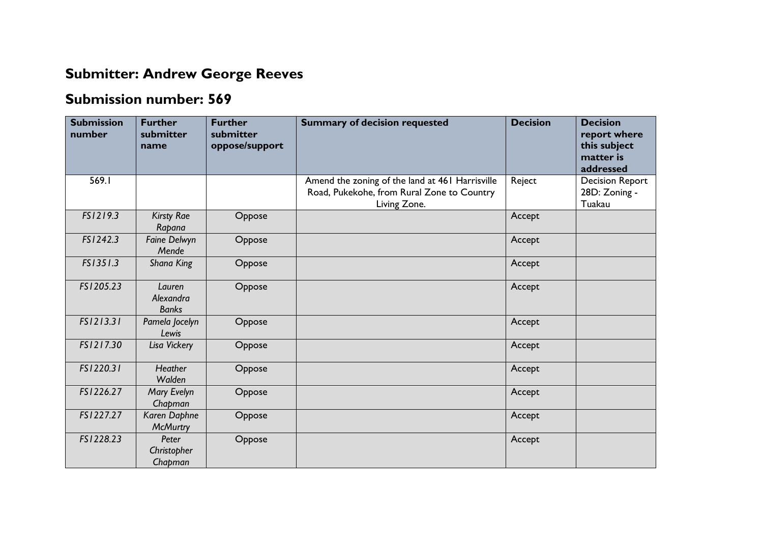## Submitter: Andrew George Reeves

## Submission number: 569

| Submission number | Further submitter name | Further submitter oppose/support | Summary of decision requested | Decision | Decision report where this subject matter is addressed |
|---|---|---|---|---|---|
| 569.1 | | | Amend the zoning of the land at 461 Harrisville Road, Pukekohe, from Rural Zone to Country Living Zone. | Reject | Decision Report 28D: Zoning - Tuakau |
| *FS1219.3* | *Kirsty Rae Rapana* | Oppose | | Accept | |
| *FS1242.3* | *Faine Delwyn Mende* | Oppose | | Accept | |
| *FS1351.3* | *Shana King* | Oppose | | Accept | |
| *FS1205.23* | *Lauren Alexandra Banks* | Oppose | | Accept | |
| *FS1213.31* | *Pamela Jocelyn Lewis* | Oppose | | Accept | |
| *FS1217.30* | *Lisa Vickery* | Oppose | | Accept | |
| *FS1220.31* | *Heather Walden* | Oppose | | Accept | |
| *FS1226.27* | *Mary Evelyn Chapman* | Oppose | | Accept | |
| *FS1227.27* | *Karen Daphne McMurtry* | Oppose | | Accept | |
| *FS1228.23* | *Peter Christopher Chapman* | Oppose | | Accept | |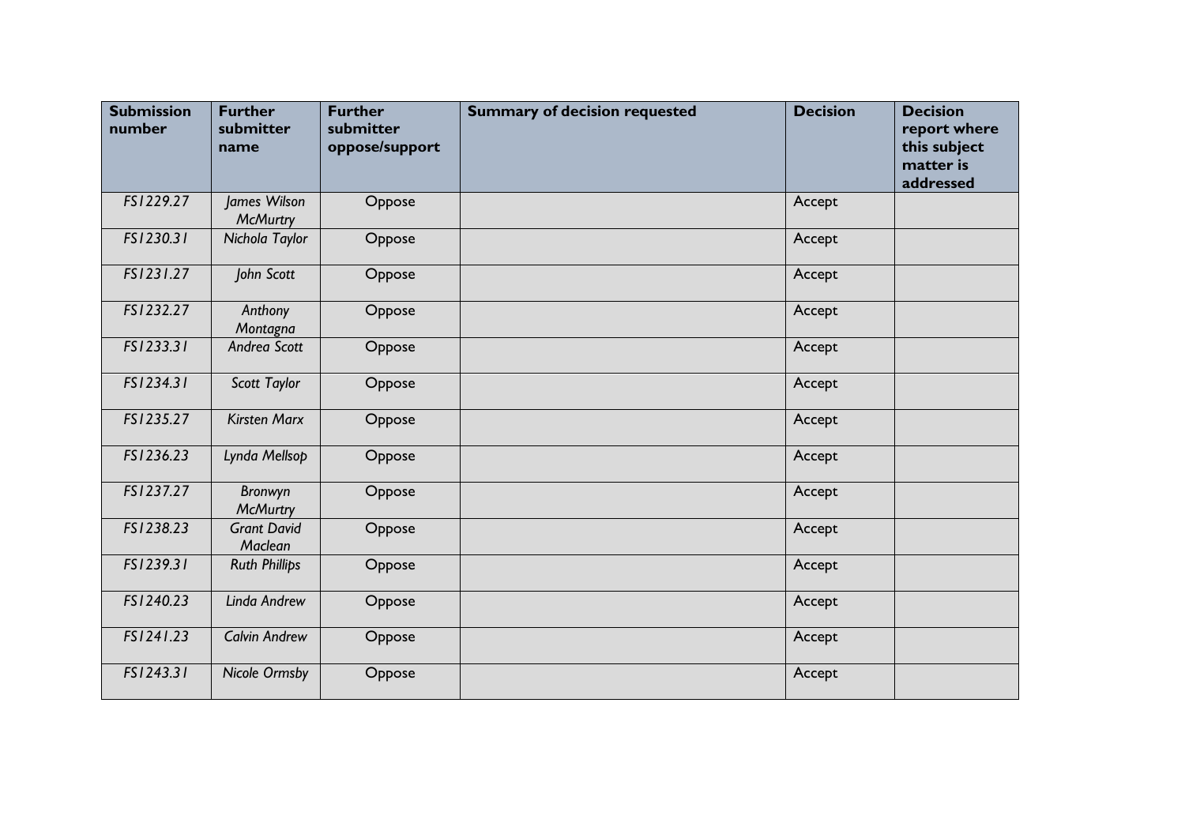| Submission number | Further submitter name | Further submitter oppose/support | Summary of decision requested | Decision | Decision report where this subject matter is addressed |
|---|---|---|---|---|---|
| *FS1229.27* | *James Wilson McMurtry* | Oppose | | Accept | |
| *FS1230.31* | *Nichola Taylor* | Oppose | | Accept | |
| *FS1231.27* | *John Scott* | Oppose | | Accept | |
| *FS1232.27* | *Anthony Montagna* | Oppose | | Accept | |
| *FS1233.31* | *Andrea Scott* | Oppose | | Accept | |
| *FS1234.31* | *Scott Taylor* | Oppose | | Accept | |
| *FS1235.27* | *Kirsten Marx* | Oppose | | Accept | |
| *FS1236.23* | *Lynda Mellsop* | Oppose | | Accept | |
| *FS1237.27* | *Bronwyn McMurtry* | Oppose | | Accept | |
| *FS1238.23* | *Grant David Maclean* | Oppose | | Accept | |
| *FS1239.31* | *Ruth Phillips* | Oppose | | Accept | |
| *FS1240.23* | *Linda Andrew* | Oppose | | Accept | |
| *FS1241.23* | *Calvin Andrew* | Oppose | | Accept | |
| *FS1243.31* | *Nicole Ormsby* | Oppose | | Accept | |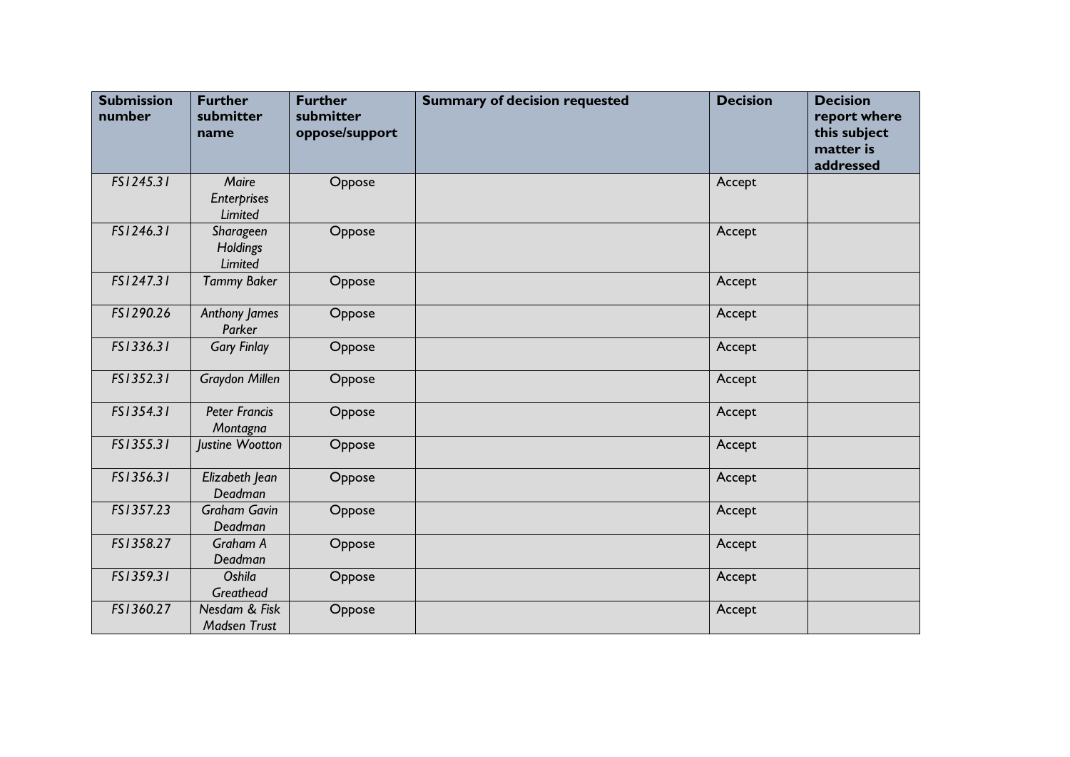| Submission number | Further submitter name | Further submitter oppose/support | Summary of decision requested | Decision | Decision report where this subject matter is addressed |
|---|---|---|---|---|---|
| *FS1245.31* | *Maire Enterprises Limited* | Oppose | | Accept | |
| *FS1246.31* | *Sharageen Holdings Limited* | Oppose | | Accept | |
| *FS1247.31* | *Tammy Baker* | Oppose | | Accept | |
| *FS1290.26* | *Anthony James Parker* | Oppose | | Accept | |
| *FS1336.31* | *Gary Finlay* | Oppose | | Accept | |
| *FS1352.31* | *Graydon Millen* | Oppose | | Accept | |
| *FS1354.31* | *Peter Francis Montagna* | Oppose | | Accept | |
| *FS1355.31* | *Justine Wootton* | Oppose | | Accept | |
| *FS1356.31* | *Elizabeth Jean Deadman* | Oppose | | Accept | |
| *FS1357.23* | *Graham Gavin Deadman* | Oppose | | Accept | |
| *FS1358.27* | *Graham A Deadman* | Oppose | | Accept | |
| *FS1359.31* | *Oshila Greathead* | Oppose | | Accept | |
| *FS1360.27* | *Nesdam & Fisk Madsen Trust* | Oppose | | Accept | |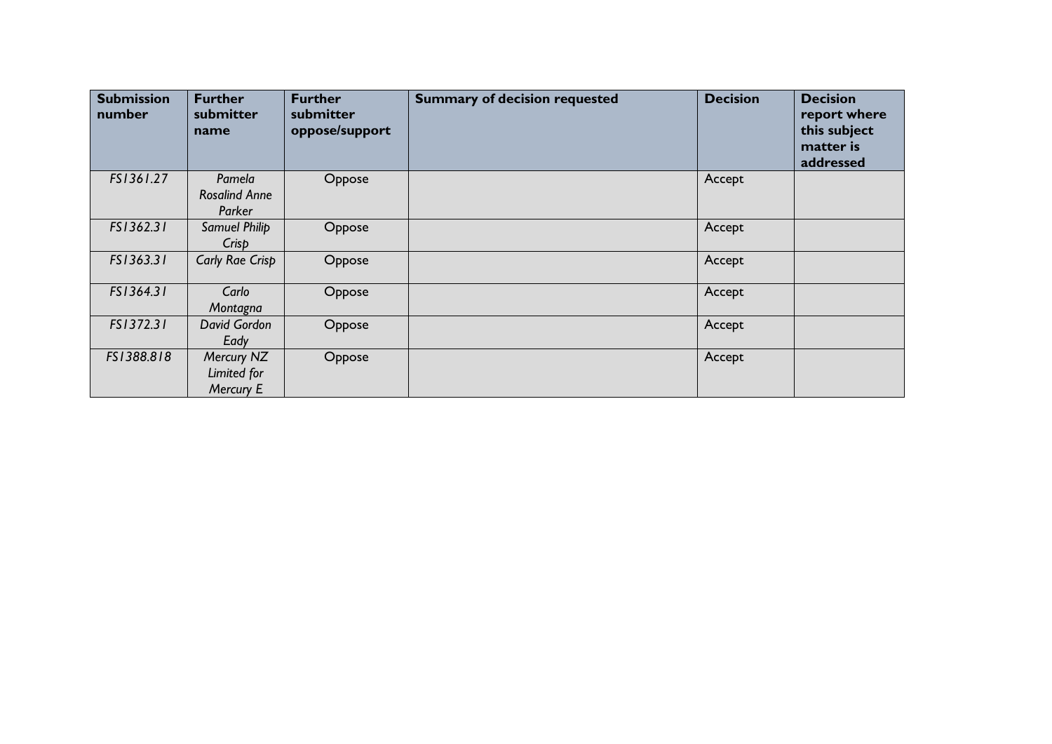| Submission number | Further submitter name | Further submitter oppose/support | Summary of decision requested | Decision | Decision report where this subject matter is addressed |
|---|---|---|---|---|---|
| *FS1361.27* | *Pamela Rosalind Anne Parker* | Oppose | | Accept | |
| *FS1362.31* | *Samuel Philip Crisp* | Oppose | | Accept | |
| *FS1363.31* | *Carly Rae Crisp* | Oppose | | Accept | |
| *FS1364.31* | *Carlo Montagna* | Oppose | | Accept | |
| *FS1372.31* | *David Gordon Eady* | Oppose | | Accept | |
| *FS1388.818* | *Mercury NZ Limited for Mercury E* | Oppose | | Accept | |